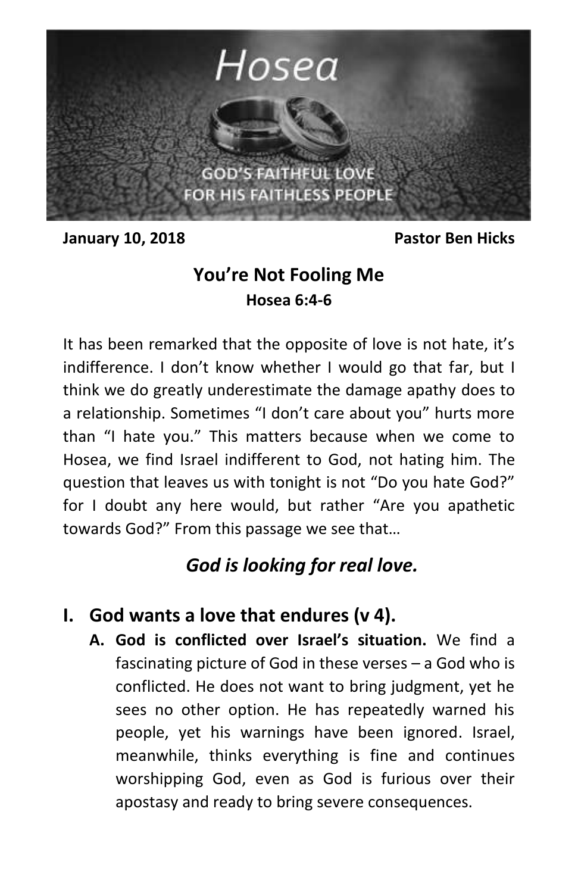# Hosea

GOD'S FAITHFUL LOVE FOR HIS FAITHLESS PEOPLE

**January 10, 2018** **Pastor Ben Hicks**

## You're Not Fooling Me

**Hosea 6:4-6**

It has been remarked that the opposite of love is not hate, it's indifference. I don't know whether I would go that far, but I think we do greatly underestimate the damage apathy does to a relationship. Sometimes "I don't care about you" hurts more than "I hate you." This matters because when we come to Hosea, we find Israel indifferent to God, not hating him. The question that leaves us with tonight is not "Do you hate God?" for I doubt any here would, but rather "Are you apathetic towards God?" From this passage we see that…

### *God is looking for real love.*

## I. God wants a love that endures (v 4).

**A. God is conflicted over Israel's situation.** We find a fascinating picture of God in these verses – a God who is conflicted. He does not want to bring judgment, yet he sees no other option. He has repeatedly warned his people, yet his warnings have been ignored. Israel, meanwhile, thinks everything is fine and continues worshipping God, even as God is furious over their apostasy and ready to bring severe consequences.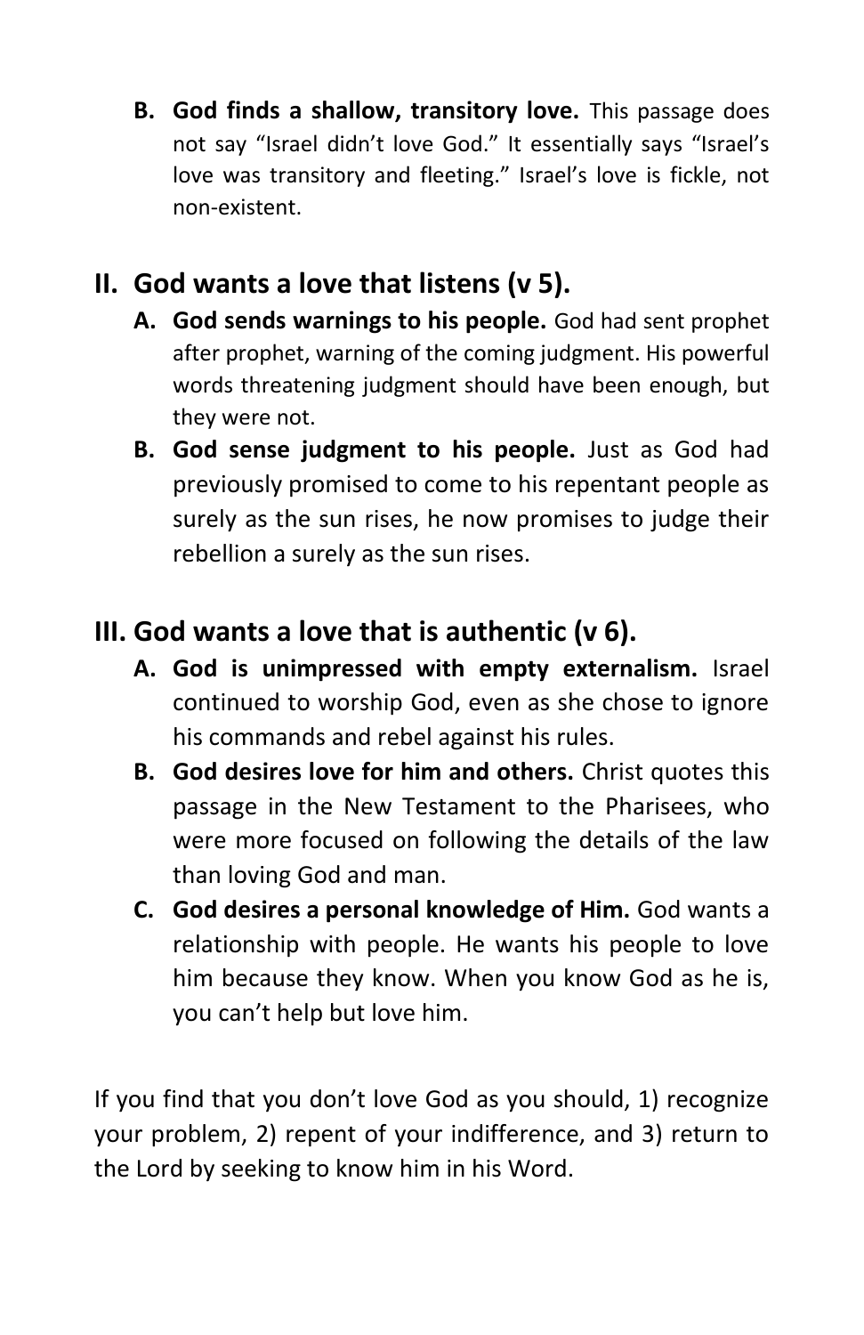B. **God finds a shallow, transitory love.** This passage does not say "Israel didn't love God." It essentially says "Israel's love was transitory and fleeting." Israel's love is fickle, not non-existent.

## II. God wants a love that listens (v 5).

A. **God sends warnings to his people.** God had sent prophet after prophet, warning of the coming judgment. His powerful words threatening judgment should have been enough, but they were not.

B. **God sense judgment to his people.** Just as God had previously promised to come to his repentant people as surely as the sun rises, he now promises to judge their rebellion a surely as the sun rises.

## III. God wants a love that is authentic (v 6).

A. **God is unimpressed with empty externalism.** Israel continued to worship God, even as she chose to ignore his commands and rebel against his rules.

B. **God desires love for him and others.** Christ quotes this passage in the New Testament to the Pharisees, who were more focused on following the details of the law than loving God and man.

C. **God desires a personal knowledge of Him.** God wants a relationship with people. He wants his people to love him because they know. When you know God as he is, you can't help but love him.

If you find that you don't love God as you should, 1) recognize your problem, 2) repent of your indifference, and 3) return to the Lord by seeking to know him in his Word.